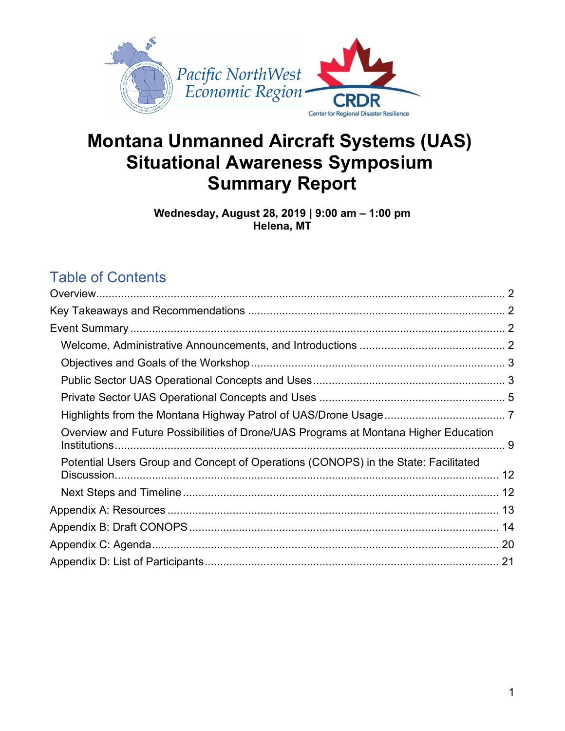Pacific NorthWest Economic Region

CRDR Center for Regional Disaster Resilience

# Montana Unmanned Aircraft Systems (UAS) Situational Awareness Symposium Summary Report

**Wednesday, August 28, 2019 | 9:00 am – 1:00 pm**
**Helena, MT**

## Table of Contents

- Overview ........ 2
- Key Takeaways and Recommendations ........ 2
- Event Summary ........ 2
  - Welcome, Administrative Announcements, and Introductions ........ 2
  - Objectives and Goals of the Workshop ........ 3
  - Public Sector UAS Operational Concepts and Uses ........ 3
  - Private Sector UAS Operational Concepts and Uses ........ 5
  - Highlights from the Montana Highway Patrol of UAS/Drone Usage ........ 7
  - Overview and Future Possibilities of Drone/UAS Programs at Montana Higher Education Institutions ........ 9
  - Potential Users Group and Concept of Operations (CONOPS) in the State: Facilitated Discussion ........ 12
  - Next Steps and Timeline ........ 12
- Appendix A: Resources ........ 13
- Appendix B: Draft CONOPS ........ 14
- Appendix C: Agenda ........ 20
- Appendix D: List of Participants ........ 21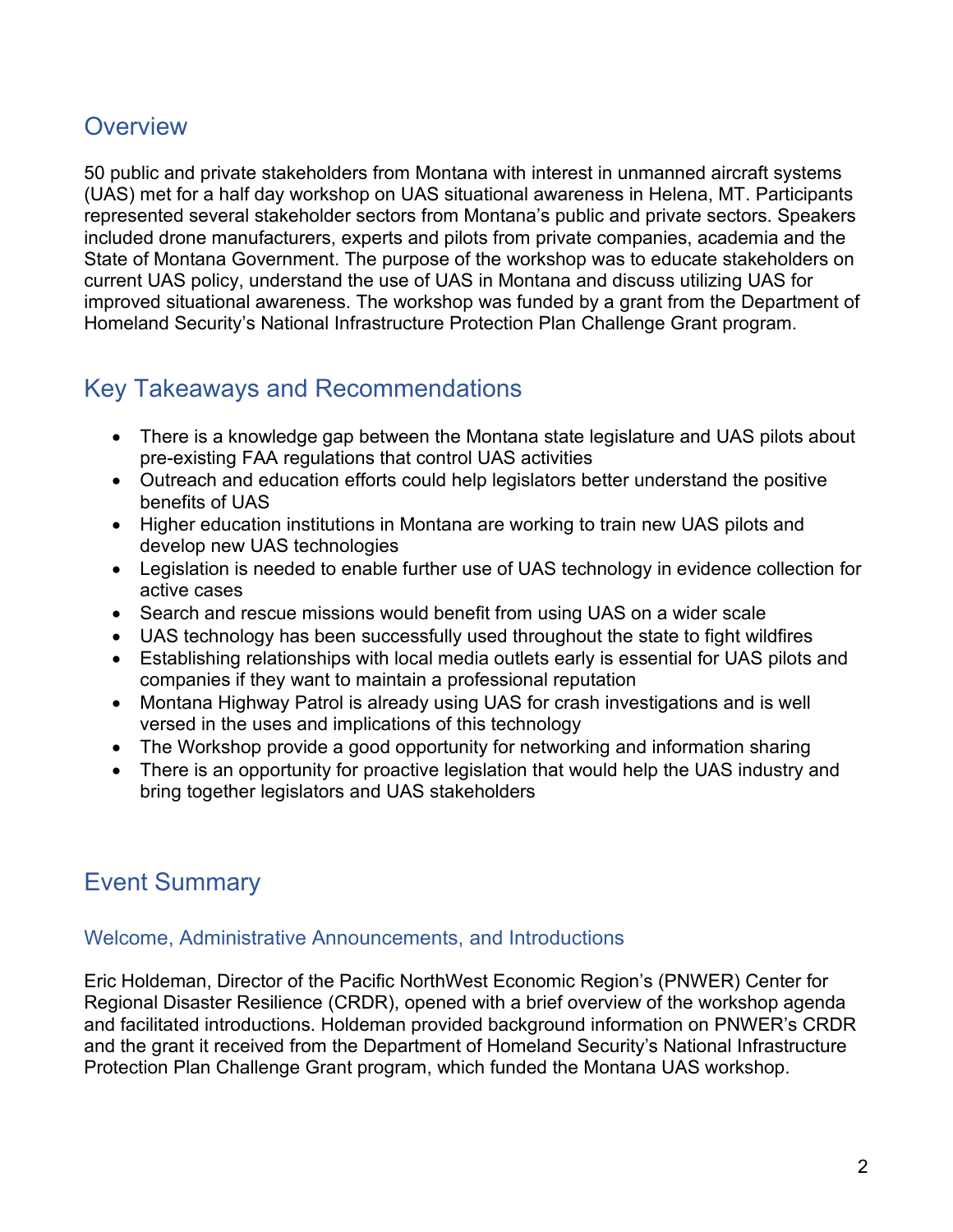## Overview

50 public and private stakeholders from Montana with interest in unmanned aircraft systems (UAS) met for a half day workshop on UAS situational awareness in Helena, MT. Participants represented several stakeholder sectors from Montana's public and private sectors. Speakers included drone manufacturers, experts and pilots from private companies, academia and the State of Montana Government. The purpose of the workshop was to educate stakeholders on current UAS policy, understand the use of UAS in Montana and discuss utilizing UAS for improved situational awareness. The workshop was funded by a grant from the Department of Homeland Security's National Infrastructure Protection Plan Challenge Grant program.

## Key Takeaways and Recommendations

- There is a knowledge gap between the Montana state legislature and UAS pilots about pre-existing FAA regulations that control UAS activities
- Outreach and education efforts could help legislators better understand the positive benefits of UAS
- Higher education institutions in Montana are working to train new UAS pilots and develop new UAS technologies
- Legislation is needed to enable further use of UAS technology in evidence collection for active cases
- Search and rescue missions would benefit from using UAS on a wider scale
- UAS technology has been successfully used throughout the state to fight wildfires
- Establishing relationships with local media outlets early is essential for UAS pilots and companies if they want to maintain a professional reputation
- Montana Highway Patrol is already using UAS for crash investigations and is well versed in the uses and implications of this technology
- The Workshop provide a good opportunity for networking and information sharing
- There is an opportunity for proactive legislation that would help the UAS industry and bring together legislators and UAS stakeholders

## Event Summary

### Welcome, Administrative Announcements, and Introductions

Eric Holdeman, Director of the Pacific NorthWest Economic Region's (PNWER) Center for Regional Disaster Resilience (CRDR), opened with a brief overview of the workshop agenda and facilitated introductions. Holdeman provided background information on PNWER's CRDR and the grant it received from the Department of Homeland Security's National Infrastructure Protection Plan Challenge Grant program, which funded the Montana UAS workshop.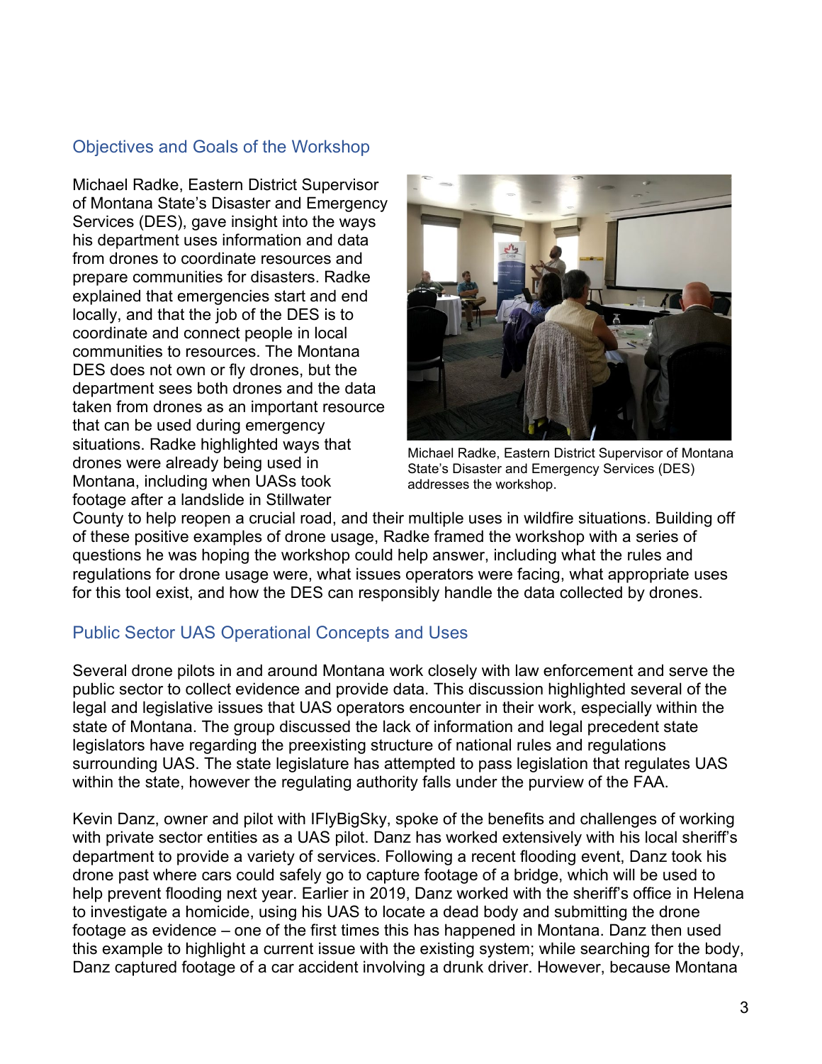## Objectives and Goals of the Workshop

Michael Radke, Eastern District Supervisor of Montana State's Disaster and Emergency Services (DES), gave insight into the ways his department uses information and data from drones to coordinate resources and prepare communities for disasters. Radke explained that emergencies start and end locally, and that the job of the DES is to coordinate and connect people in local communities to resources. The Montana DES does not own or fly drones, but the department sees both drones and the data taken from drones as an important resource that can be used during emergency situations. Radke highlighted ways that drones were already being used in Montana, including when UASs took footage after a landslide in Stillwater County to help reopen a crucial road, and their multiple uses in wildfire situations. Building off of these positive examples of drone usage, Radke framed the workshop with a series of questions he was hoping the workshop could help answer, including what the rules and regulations for drone usage were, what issues operators were facing, what appropriate uses for this tool exist, and how the DES can responsibly handle the data collected by drones.

Michael Radke, Eastern District Supervisor of Montana State's Disaster and Emergency Services (DES) addresses the workshop.

## Public Sector UAS Operational Concepts and Uses

Several drone pilots in and around Montana work closely with law enforcement and serve the public sector to collect evidence and provide data. This discussion highlighted several of the legal and legislative issues that UAS operators encounter in their work, especially within the state of Montana. The group discussed the lack of information and legal precedent state legislators have regarding the preexisting structure of national rules and regulations surrounding UAS. The state legislature has attempted to pass legislation that regulates UAS within the state, however the regulating authority falls under the purview of the FAA.

Kevin Danz, owner and pilot with IFlyBigSky, spoke of the benefits and challenges of working with private sector entities as a UAS pilot. Danz has worked extensively with his local sheriff's department to provide a variety of services. Following a recent flooding event, Danz took his drone past where cars could safely go to capture footage of a bridge, which will be used to help prevent flooding next year. Earlier in 2019, Danz worked with the sheriff's office in Helena to investigate a homicide, using his UAS to locate a dead body and submitting the drone footage as evidence – one of the first times this has happened in Montana. Danz then used this example to highlight a current issue with the existing system; while searching for the body, Danz captured footage of a car accident involving a drunk driver. However, because Montana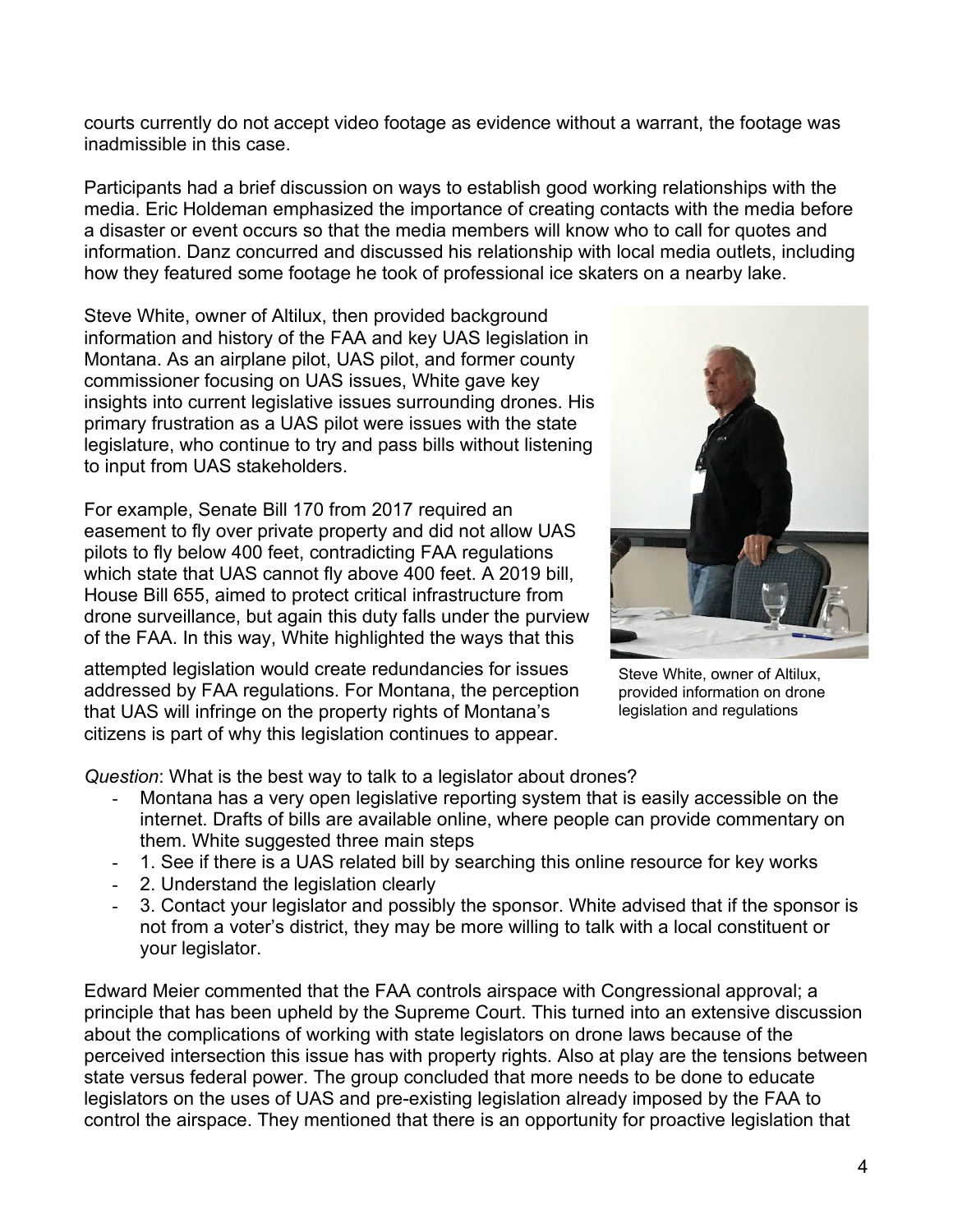courts currently do not accept video footage as evidence without a warrant, the footage was inadmissible in this case.

Participants had a brief discussion on ways to establish good working relationships with the media. Eric Holdeman emphasized the importance of creating contacts with the media before a disaster or event occurs so that the media members will know who to call for quotes and information. Danz concurred and discussed his relationship with local media outlets, including how they featured some footage he took of professional ice skaters on a nearby lake.

Steve White, owner of Altilux, then provided background information and history of the FAA and key UAS legislation in Montana. As an airplane pilot, UAS pilot, and former county commissioner focusing on UAS issues, White gave key insights into current legislative issues surrounding drones. His primary frustration as a UAS pilot were issues with the state legislature, who continue to try and pass bills without listening to input from UAS stakeholders.

For example, Senate Bill 170 from 2017 required an easement to fly over private property and did not allow UAS pilots to fly below 400 feet, contradicting FAA regulations which state that UAS cannot fly above 400 feet. A 2019 bill, House Bill 655, aimed to protect critical infrastructure from drone surveillance, but again this duty falls under the purview of the FAA. In this way, White highlighted the ways that this attempted legislation would create redundancies for issues addressed by FAA regulations. For Montana, the perception that UAS will infringe on the property rights of Montana's citizens is part of why this legislation continues to appear.

Steve White, owner of Altilux, provided information on drone legislation and regulations

*Question*: What is the best way to talk to a legislator about drones?

- Montana has a very open legislative reporting system that is easily accessible on the internet. Drafts of bills are available online, where people can provide commentary on them. White suggested three main steps
- 1. See if there is a UAS related bill by searching this online resource for key works
- 2. Understand the legislation clearly
- 3. Contact your legislator and possibly the sponsor. White advised that if the sponsor is not from a voter's district, they may be more willing to talk with a local constituent or your legislator.

Edward Meier commented that the FAA controls airspace with Congressional approval; a principle that has been upheld by the Supreme Court. This turned into an extensive discussion about the complications of working with state legislators on drone laws because of the perceived intersection this issue has with property rights. Also at play are the tensions between state versus federal power. The group concluded that more needs to be done to educate legislators on the uses of UAS and pre-existing legislation already imposed by the FAA to control the airspace. They mentioned that there is an opportunity for proactive legislation that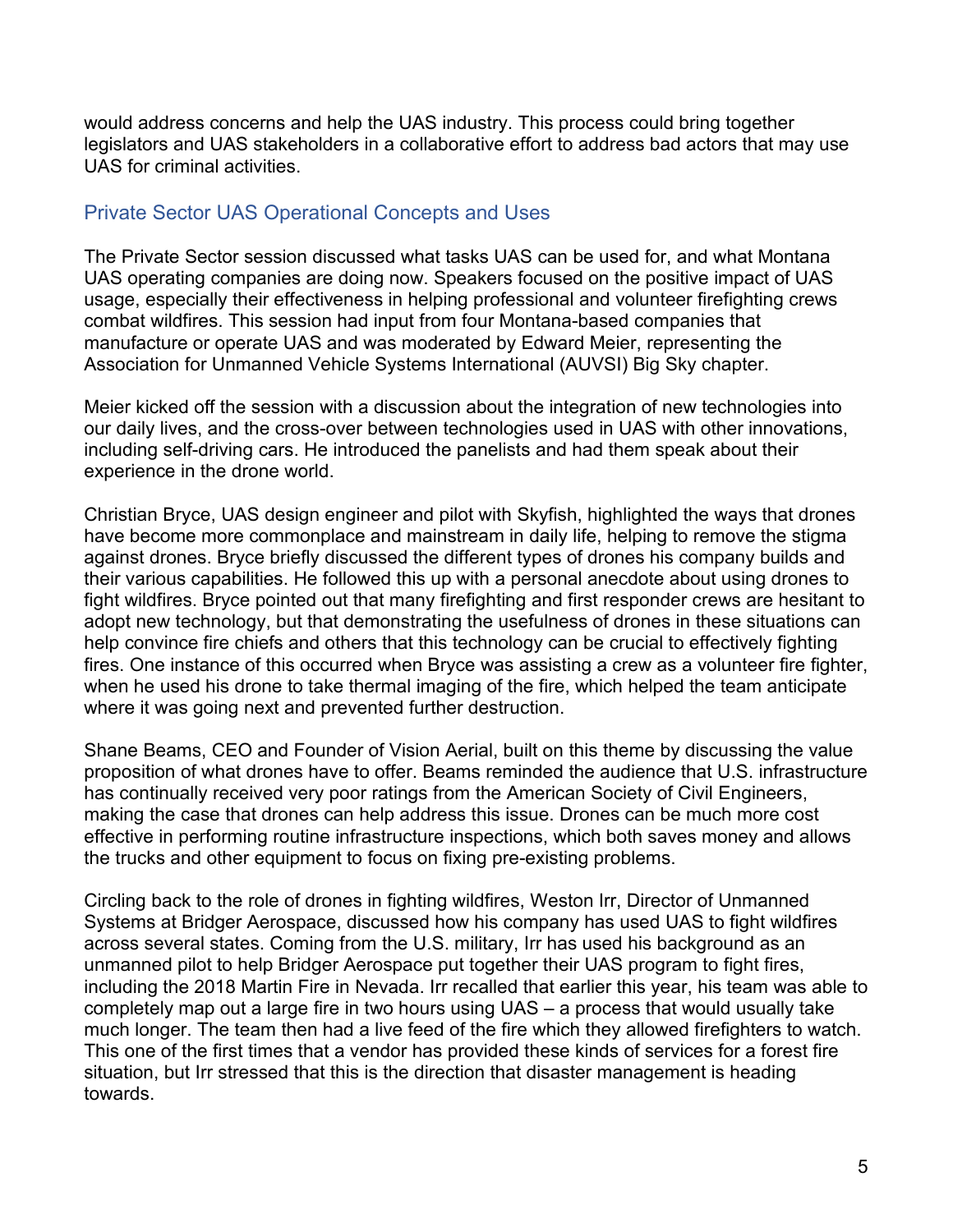would address concerns and help the UAS industry. This process could bring together legislators and UAS stakeholders in a collaborative effort to address bad actors that may use UAS for criminal activities.

## Private Sector UAS Operational Concepts and Uses

The Private Sector session discussed what tasks UAS can be used for, and what Montana UAS operating companies are doing now. Speakers focused on the positive impact of UAS usage, especially their effectiveness in helping professional and volunteer firefighting crews combat wildfires. This session had input from four Montana-based companies that manufacture or operate UAS and was moderated by Edward Meier, representing the Association for Unmanned Vehicle Systems International (AUVSI) Big Sky chapter.

Meier kicked off the session with a discussion about the integration of new technologies into our daily lives, and the cross-over between technologies used in UAS with other innovations, including self-driving cars. He introduced the panelists and had them speak about their experience in the drone world.

Christian Bryce, UAS design engineer and pilot with Skyfish, highlighted the ways that drones have become more commonplace and mainstream in daily life, helping to remove the stigma against drones. Bryce briefly discussed the different types of drones his company builds and their various capabilities. He followed this up with a personal anecdote about using drones to fight wildfires. Bryce pointed out that many firefighting and first responder crews are hesitant to adopt new technology, but that demonstrating the usefulness of drones in these situations can help convince fire chiefs and others that this technology can be crucial to effectively fighting fires. One instance of this occurred when Bryce was assisting a crew as a volunteer fire fighter, when he used his drone to take thermal imaging of the fire, which helped the team anticipate where it was going next and prevented further destruction.

Shane Beams, CEO and Founder of Vision Aerial, built on this theme by discussing the value proposition of what drones have to offer. Beams reminded the audience that U.S. infrastructure has continually received very poor ratings from the American Society of Civil Engineers, making the case that drones can help address this issue. Drones can be much more cost effective in performing routine infrastructure inspections, which both saves money and allows the trucks and other equipment to focus on fixing pre-existing problems.

Circling back to the role of drones in fighting wildfires, Weston Irr, Director of Unmanned Systems at Bridger Aerospace, discussed how his company has used UAS to fight wildfires across several states. Coming from the U.S. military, Irr has used his background as an unmanned pilot to help Bridger Aerospace put together their UAS program to fight fires, including the 2018 Martin Fire in Nevada. Irr recalled that earlier this year, his team was able to completely map out a large fire in two hours using UAS – a process that would usually take much longer. The team then had a live feed of the fire which they allowed firefighters to watch. This one of the first times that a vendor has provided these kinds of services for a forest fire situation, but Irr stressed that this is the direction that disaster management is heading towards.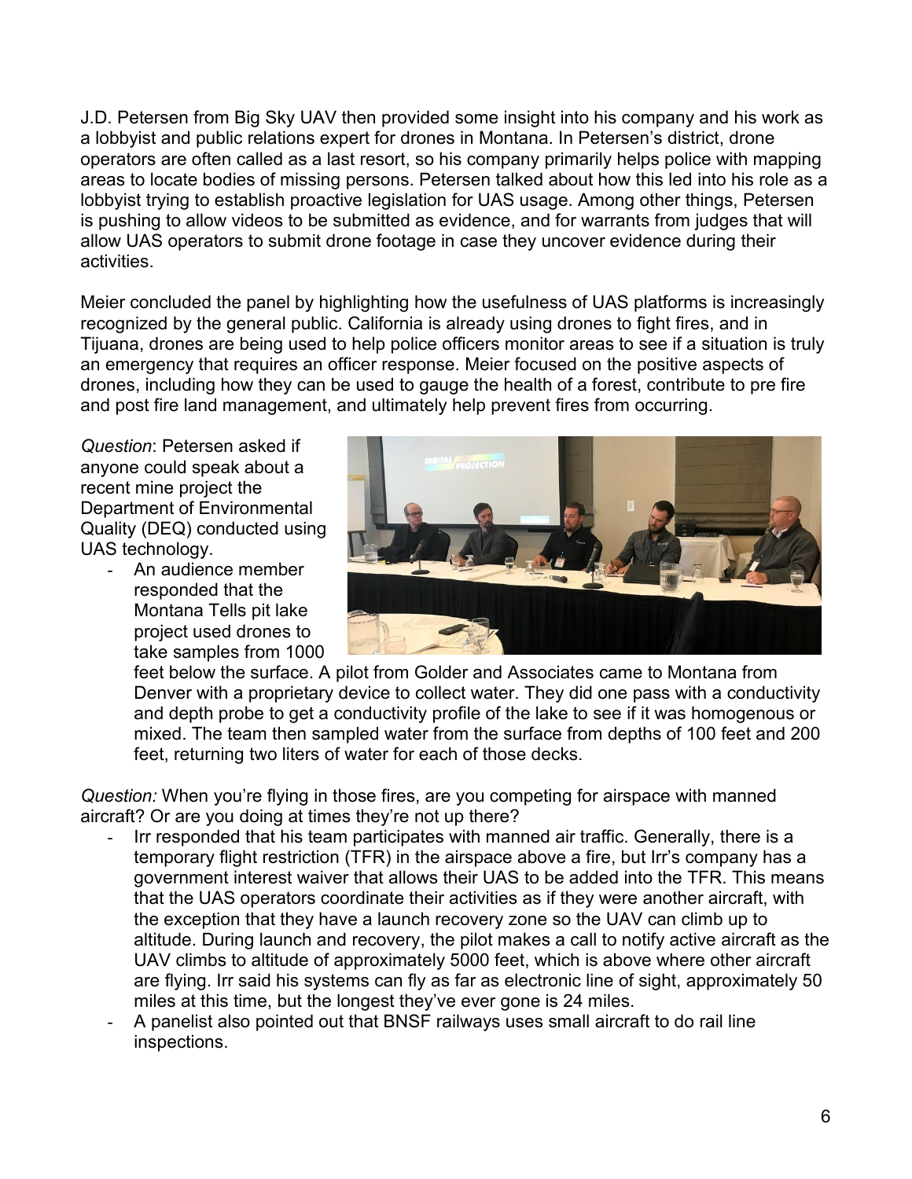J.D. Petersen from Big Sky UAV then provided some insight into his company and his work as a lobbyist and public relations expert for drones in Montana. In Petersen's district, drone operators are often called as a last resort, so his company primarily helps police with mapping areas to locate bodies of missing persons. Petersen talked about how this led into his role as a lobbyist trying to establish proactive legislation for UAS usage. Among other things, Petersen is pushing to allow videos to be submitted as evidence, and for warrants from judges that will allow UAS operators to submit drone footage in case they uncover evidence during their activities.

Meier concluded the panel by highlighting how the usefulness of UAS platforms is increasingly recognized by the general public. California is already using drones to fight fires, and in Tijuana, drones are being used to help police officers monitor areas to see if a situation is truly an emergency that requires an officer response. Meier focused on the positive aspects of drones, including how they can be used to gauge the health of a forest, contribute to pre fire and post fire land management, and ultimately help prevent fires from occurring.

*Question*: Petersen asked if anyone could speak about a recent mine project the Department of Environmental Quality (DEQ) conducted using UAS technology.

- An audience member responded that the Montana Tells pit lake project used drones to take samples from 1000 feet below the surface. A pilot from Golder and Associates came to Montana from Denver with a proprietary device to collect water. They did one pass with a conductivity and depth probe to get a conductivity profile of the lake to see if it was homogenous or mixed. The team then sampled water from the surface from depths of 100 feet and 200 feet, returning two liters of water for each of those decks.

*Question:* When you're flying in those fires, are you competing for airspace with manned aircraft? Or are you doing at times they're not up there?

- Irr responded that his team participates with manned air traffic. Generally, there is a temporary flight restriction (TFR) in the airspace above a fire, but Irr's company has a government interest waiver that allows their UAS to be added into the TFR. This means that the UAS operators coordinate their activities as if they were another aircraft, with the exception that they have a launch recovery zone so the UAV can climb up to altitude. During launch and recovery, the pilot makes a call to notify active aircraft as the UAV climbs to altitude of approximately 5000 feet, which is above where other aircraft are flying. Irr said his systems can fly as far as electronic line of sight, approximately 50 miles at this time, but the longest they've ever gone is 24 miles.
- A panelist also pointed out that BNSF railways uses small aircraft to do rail line inspections.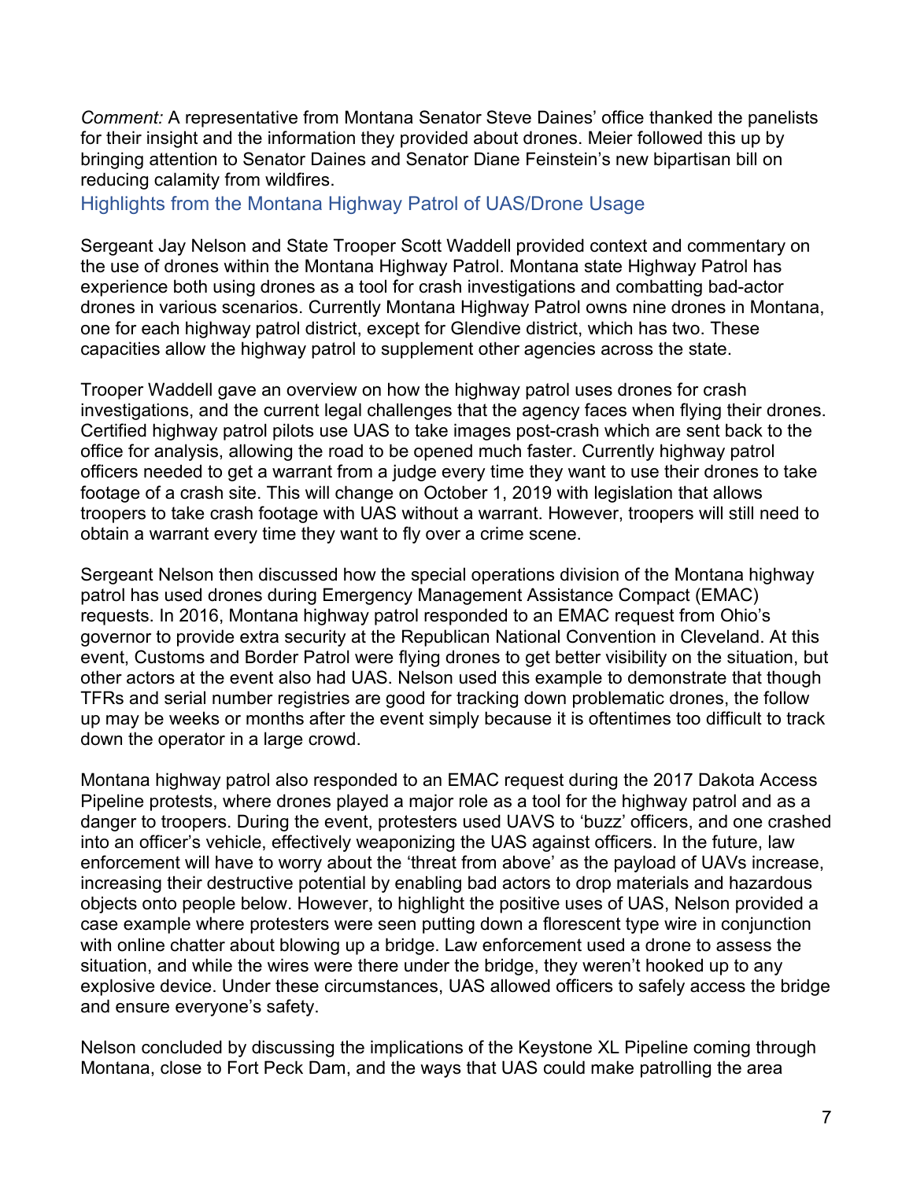*Comment:* A representative from Montana Senator Steve Daines' office thanked the panelists for their insight and the information they provided about drones. Meier followed this up by bringing attention to Senator Daines and Senator Diane Feinstein's new bipartisan bill on reducing calamity from wildfires.

## Highlights from the Montana Highway Patrol of UAS/Drone Usage

Sergeant Jay Nelson and State Trooper Scott Waddell provided context and commentary on the use of drones within the Montana Highway Patrol. Montana state Highway Patrol has experience both using drones as a tool for crash investigations and combatting bad-actor drones in various scenarios. Currently Montana Highway Patrol owns nine drones in Montana, one for each highway patrol district, except for Glendive district, which has two. These capacities allow the highway patrol to supplement other agencies across the state.

Trooper Waddell gave an overview on how the highway patrol uses drones for crash investigations, and the current legal challenges that the agency faces when flying their drones. Certified highway patrol pilots use UAS to take images post-crash which are sent back to the office for analysis, allowing the road to be opened much faster. Currently highway patrol officers needed to get a warrant from a judge every time they want to use their drones to take footage of a crash site. This will change on October 1, 2019 with legislation that allows troopers to take crash footage with UAS without a warrant. However, troopers will still need to obtain a warrant every time they want to fly over a crime scene.

Sergeant Nelson then discussed how the special operations division of the Montana highway patrol has used drones during Emergency Management Assistance Compact (EMAC) requests. In 2016, Montana highway patrol responded to an EMAC request from Ohio's governor to provide extra security at the Republican National Convention in Cleveland. At this event, Customs and Border Patrol were flying drones to get better visibility on the situation, but other actors at the event also had UAS. Nelson used this example to demonstrate that though TFRs and serial number registries are good for tracking down problematic drones, the follow up may be weeks or months after the event simply because it is oftentimes too difficult to track down the operator in a large crowd.

Montana highway patrol also responded to an EMAC request during the 2017 Dakota Access Pipeline protests, where drones played a major role as a tool for the highway patrol and as a danger to troopers. During the event, protesters used UAVS to 'buzz' officers, and one crashed into an officer's vehicle, effectively weaponizing the UAS against officers. In the future, law enforcement will have to worry about the 'threat from above' as the payload of UAVs increase, increasing their destructive potential by enabling bad actors to drop materials and hazardous objects onto people below. However, to highlight the positive uses of UAS, Nelson provided a case example where protesters were seen putting down a florescent type wire in conjunction with online chatter about blowing up a bridge. Law enforcement used a drone to assess the situation, and while the wires were there under the bridge, they weren't hooked up to any explosive device. Under these circumstances, UAS allowed officers to safely access the bridge and ensure everyone's safety.

Nelson concluded by discussing the implications of the Keystone XL Pipeline coming through Montana, close to Fort Peck Dam, and the ways that UAS could make patrolling the area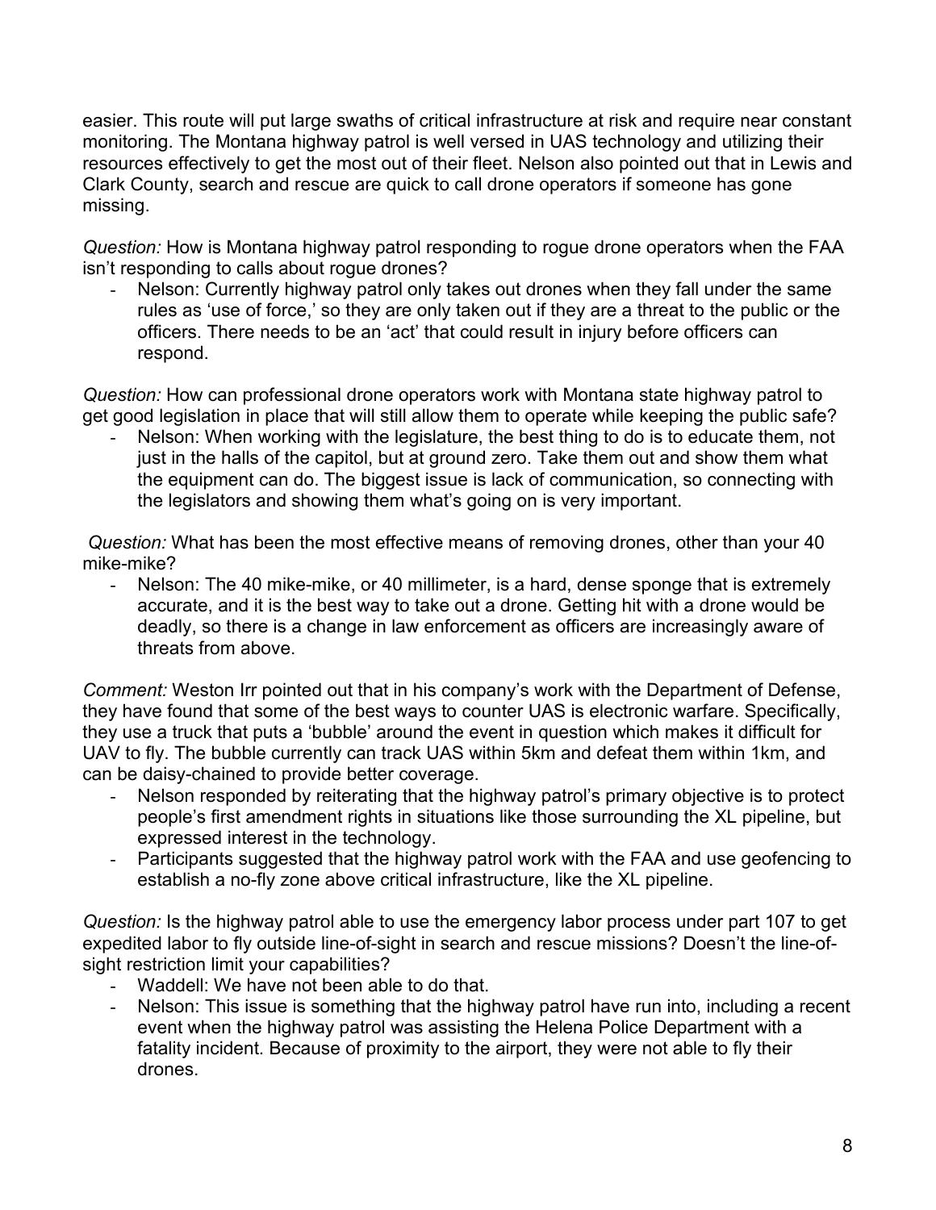easier. This route will put large swaths of critical infrastructure at risk and require near constant monitoring. The Montana highway patrol is well versed in UAS technology and utilizing their resources effectively to get the most out of their fleet. Nelson also pointed out that in Lewis and Clark County, search and rescue are quick to call drone operators if someone has gone missing.

*Question:* How is Montana highway patrol responding to rogue drone operators when the FAA isn't responding to calls about rogue drones?

- Nelson: Currently highway patrol only takes out drones when they fall under the same rules as 'use of force,' so they are only taken out if they are a threat to the public or the officers. There needs to be an 'act' that could result in injury before officers can respond.

*Question:* How can professional drone operators work with Montana state highway patrol to get good legislation in place that will still allow them to operate while keeping the public safe?

- Nelson: When working with the legislature, the best thing to do is to educate them, not just in the halls of the capitol, but at ground zero. Take them out and show them what the equipment can do. The biggest issue is lack of communication, so connecting with the legislators and showing them what's going on is very important.

*Question:* What has been the most effective means of removing drones, other than your 40 mike-mike?

- Nelson: The 40 mike-mike, or 40 millimeter, is a hard, dense sponge that is extremely accurate, and it is the best way to take out a drone. Getting hit with a drone would be deadly, so there is a change in law enforcement as officers are increasingly aware of threats from above.

*Comment:* Weston Irr pointed out that in his company's work with the Department of Defense, they have found that some of the best ways to counter UAS is electronic warfare. Specifically, they use a truck that puts a 'bubble' around the event in question which makes it difficult for UAV to fly. The bubble currently can track UAS within 5km and defeat them within 1km, and can be daisy-chained to provide better coverage.

- Nelson responded by reiterating that the highway patrol's primary objective is to protect people's first amendment rights in situations like those surrounding the XL pipeline, but expressed interest in the technology.
- Participants suggested that the highway patrol work with the FAA and use geofencing to establish a no-fly zone above critical infrastructure, like the XL pipeline.

*Question:* Is the highway patrol able to use the emergency labor process under part 107 to get expedited labor to fly outside line-of-sight in search and rescue missions? Doesn't the line-of-sight restriction limit your capabilities?

- Waddell: We have not been able to do that.
- Nelson: This issue is something that the highway patrol have run into, including a recent event when the highway patrol was assisting the Helena Police Department with a fatality incident. Because of proximity to the airport, they were not able to fly their drones.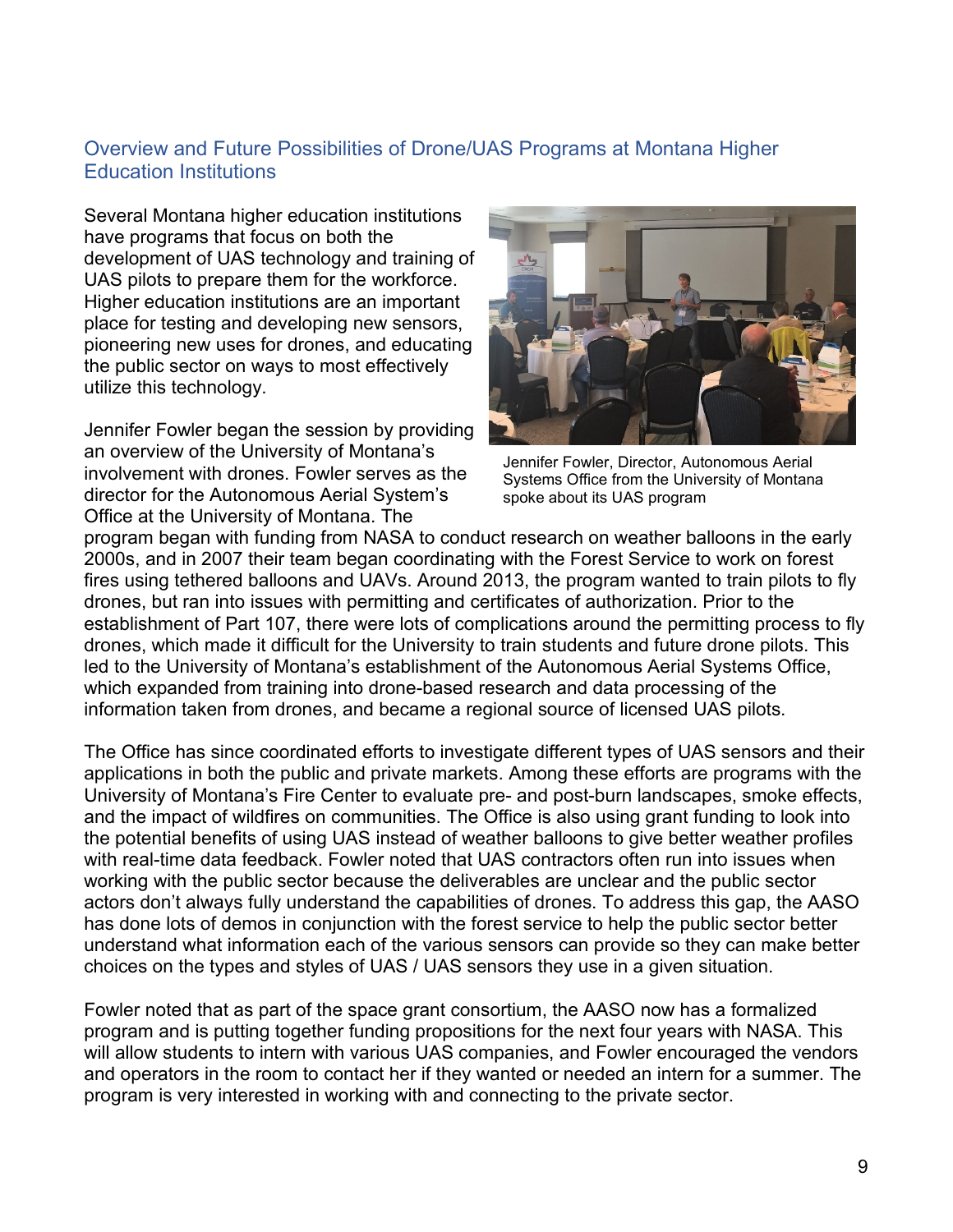## Overview and Future Possibilities of Drone/UAS Programs at Montana Higher Education Institutions

Several Montana higher education institutions have programs that focus on both the development of UAS technology and training of UAS pilots to prepare them for the workforce. Higher education institutions are an important place for testing and developing new sensors, pioneering new uses for drones, and educating the public sector on ways to most effectively utilize this technology.

Jennifer Fowler, Director, Autonomous Aerial Systems Office from the University of Montana spoke about its UAS program

Jennifer Fowler began the session by providing an overview of the University of Montana's involvement with drones. Fowler serves as the director for the Autonomous Aerial System's Office at the University of Montana. The program began with funding from NASA to conduct research on weather balloons in the early 2000s, and in 2007 their team began coordinating with the Forest Service to work on forest fires using tethered balloons and UAVs. Around 2013, the program wanted to train pilots to fly drones, but ran into issues with permitting and certificates of authorization. Prior to the establishment of Part 107, there were lots of complications around the permitting process to fly drones, which made it difficult for the University to train students and future drone pilots. This led to the University of Montana's establishment of the Autonomous Aerial Systems Office, which expanded from training into drone-based research and data processing of the information taken from drones, and became a regional source of licensed UAS pilots.

The Office has since coordinated efforts to investigate different types of UAS sensors and their applications in both the public and private markets. Among these efforts are programs with the University of Montana's Fire Center to evaluate pre- and post-burn landscapes, smoke effects, and the impact of wildfires on communities. The Office is also using grant funding to look into the potential benefits of using UAS instead of weather balloons to give better weather profiles with real-time data feedback. Fowler noted that UAS contractors often run into issues when working with the public sector because the deliverables are unclear and the public sector actors don't always fully understand the capabilities of drones. To address this gap, the AASO has done lots of demos in conjunction with the forest service to help the public sector better understand what information each of the various sensors can provide so they can make better choices on the types and styles of UAS / UAS sensors they use in a given situation.

Fowler noted that as part of the space grant consortium, the AASO now has a formalized program and is putting together funding propositions for the next four years with NASA. This will allow students to intern with various UAS companies, and Fowler encouraged the vendors and operators in the room to contact her if they wanted or needed an intern for a summer. The program is very interested in working with and connecting to the private sector.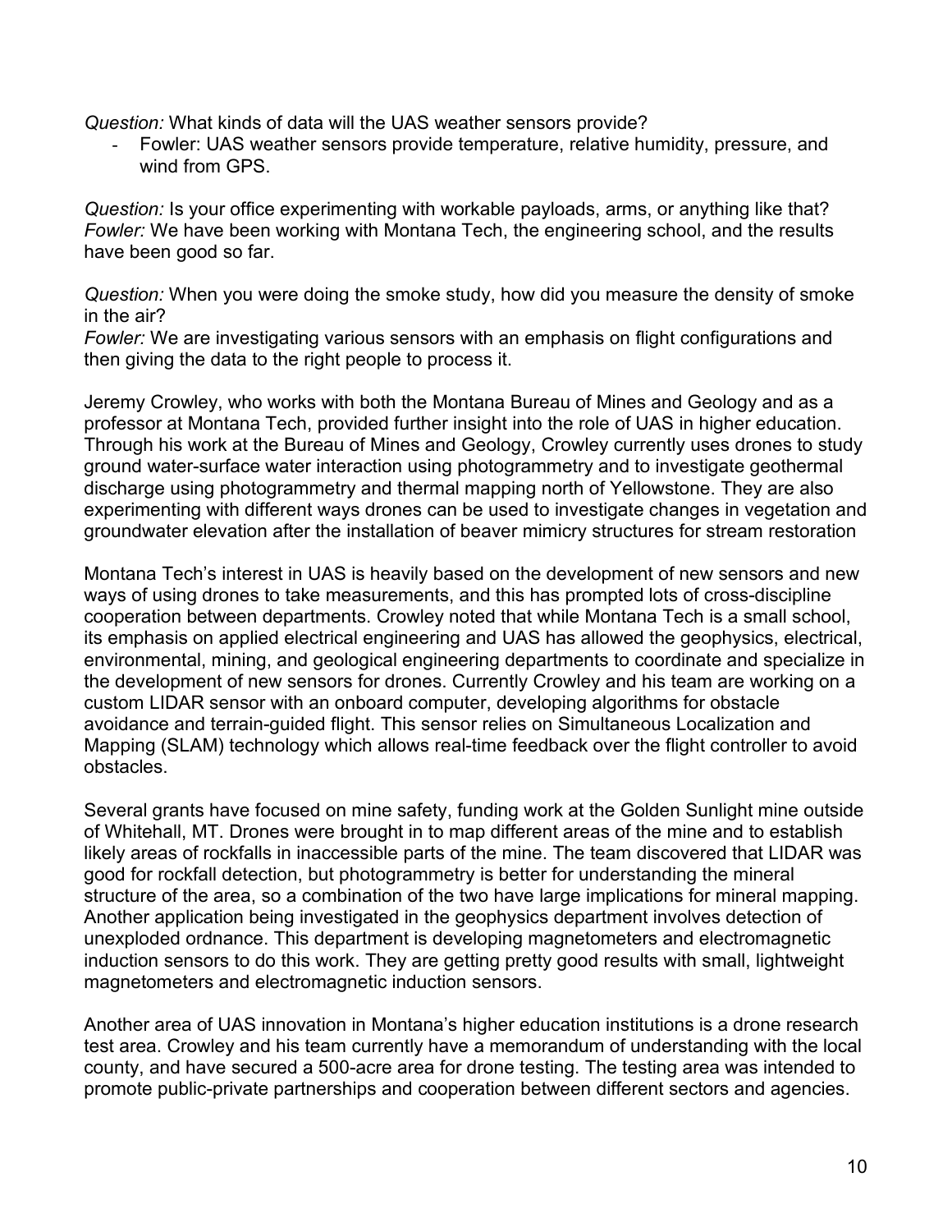*Question:* What kinds of data will the UAS weather sensors provide?

- Fowler: UAS weather sensors provide temperature, relative humidity, pressure, and wind from GPS.

*Question:* Is your office experimenting with workable payloads, arms, or anything like that?
*Fowler:* We have been working with Montana Tech, the engineering school, and the results have been good so far.

*Question:* When you were doing the smoke study, how did you measure the density of smoke in the air?
*Fowler:* We are investigating various sensors with an emphasis on flight configurations and then giving the data to the right people to process it.

Jeremy Crowley, who works with both the Montana Bureau of Mines and Geology and as a professor at Montana Tech, provided further insight into the role of UAS in higher education. Through his work at the Bureau of Mines and Geology, Crowley currently uses drones to study ground water-surface water interaction using photogrammetry and to investigate geothermal discharge using photogrammetry and thermal mapping north of Yellowstone. They are also experimenting with different ways drones can be used to investigate changes in vegetation and groundwater elevation after the installation of beaver mimicry structures for stream restoration

Montana Tech's interest in UAS is heavily based on the development of new sensors and new ways of using drones to take measurements, and this has prompted lots of cross-discipline cooperation between departments. Crowley noted that while Montana Tech is a small school, its emphasis on applied electrical engineering and UAS has allowed the geophysics, electrical, environmental, mining, and geological engineering departments to coordinate and specialize in the development of new sensors for drones. Currently Crowley and his team are working on a custom LIDAR sensor with an onboard computer, developing algorithms for obstacle avoidance and terrain-guided flight. This sensor relies on Simultaneous Localization and Mapping (SLAM) technology which allows real-time feedback over the flight controller to avoid obstacles.

Several grants have focused on mine safety, funding work at the Golden Sunlight mine outside of Whitehall, MT. Drones were brought in to map different areas of the mine and to establish likely areas of rockfalls in inaccessible parts of the mine. The team discovered that LIDAR was good for rockfall detection, but photogrammetry is better for understanding the mineral structure of the area, so a combination of the two have large implications for mineral mapping. Another application being investigated in the geophysics department involves detection of unexploded ordnance. This department is developing magnetometers and electromagnetic induction sensors to do this work. They are getting pretty good results with small, lightweight magnetometers and electromagnetic induction sensors.

Another area of UAS innovation in Montana's higher education institutions is a drone research test area. Crowley and his team currently have a memorandum of understanding with the local county, and have secured a 500-acre area for drone testing. The testing area was intended to promote public-private partnerships and cooperation between different sectors and agencies.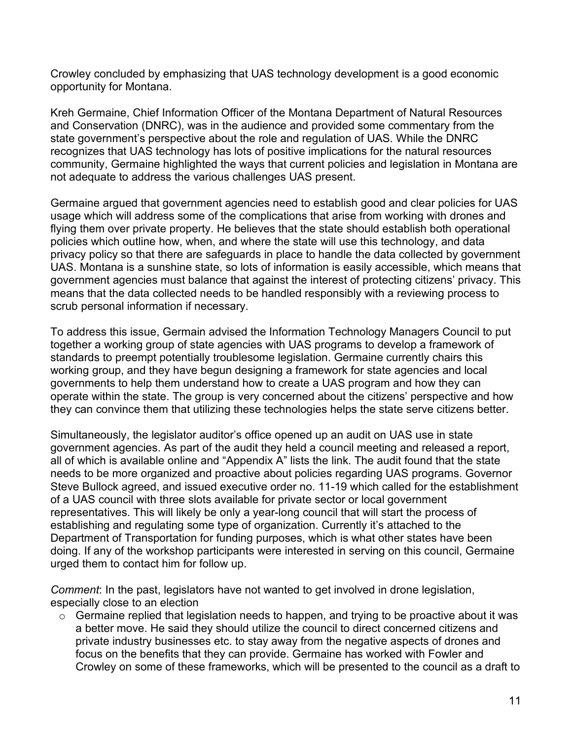Crowley concluded by emphasizing that UAS technology development is a good economic opportunity for Montana.

Kreh Germaine, Chief Information Officer of the Montana Department of Natural Resources and Conservation (DNRC), was in the audience and provided some commentary from the state government's perspective about the role and regulation of UAS. While the DNRC recognizes that UAS technology has lots of positive implications for the natural resources community, Germaine highlighted the ways that current policies and legislation in Montana are not adequate to address the various challenges UAS present.

Germaine argued that government agencies need to establish good and clear policies for UAS usage which will address some of the complications that arise from working with drones and flying them over private property. He believes that the state should establish both operational policies which outline how, when, and where the state will use this technology, and data privacy policy so that there are safeguards in place to handle the data collected by government UAS. Montana is a sunshine state, so lots of information is easily accessible, which means that government agencies must balance that against the interest of protecting citizens' privacy. This means that the data collected needs to be handled responsibly with a reviewing process to scrub personal information if necessary.

To address this issue, Germain advised the Information Technology Managers Council to put together a working group of state agencies with UAS programs to develop a framework of standards to preempt potentially troublesome legislation. Germaine currently chairs this working group, and they have begun designing a framework for state agencies and local governments to help them understand how to create a UAS program and how they can operate within the state. The group is very concerned about the citizens' perspective and how they can convince them that utilizing these technologies helps the state serve citizens better.

Simultaneously, the legislator auditor's office opened up an audit on UAS use in state government agencies. As part of the audit they held a council meeting and released a report, all of which is available online and "Appendix A" lists the link. The audit found that the state needs to be more organized and proactive about policies regarding UAS programs. Governor Steve Bullock agreed, and issued executive order no. 11-19 which called for the establishment of a UAS council with three slots available for private sector or local government representatives. This will likely be only a year-long council that will start the process of establishing and regulating some type of organization. Currently it's attached to the Department of Transportation for funding purposes, which is what other states have been doing. If any of the workshop participants were interested in serving on this council, Germaine urged them to contact him for follow up.

*Comment*: In the past, legislators have not wanted to get involved in drone legislation, especially close to an election

- Germaine replied that legislation needs to happen, and trying to be proactive about it was a better move. He said they should utilize the council to direct concerned citizens and private industry businesses etc. to stay away from the negative aspects of drones and focus on the benefits that they can provide. Germaine has worked with Fowler and Crowley on some of these frameworks, which will be presented to the council as a draft to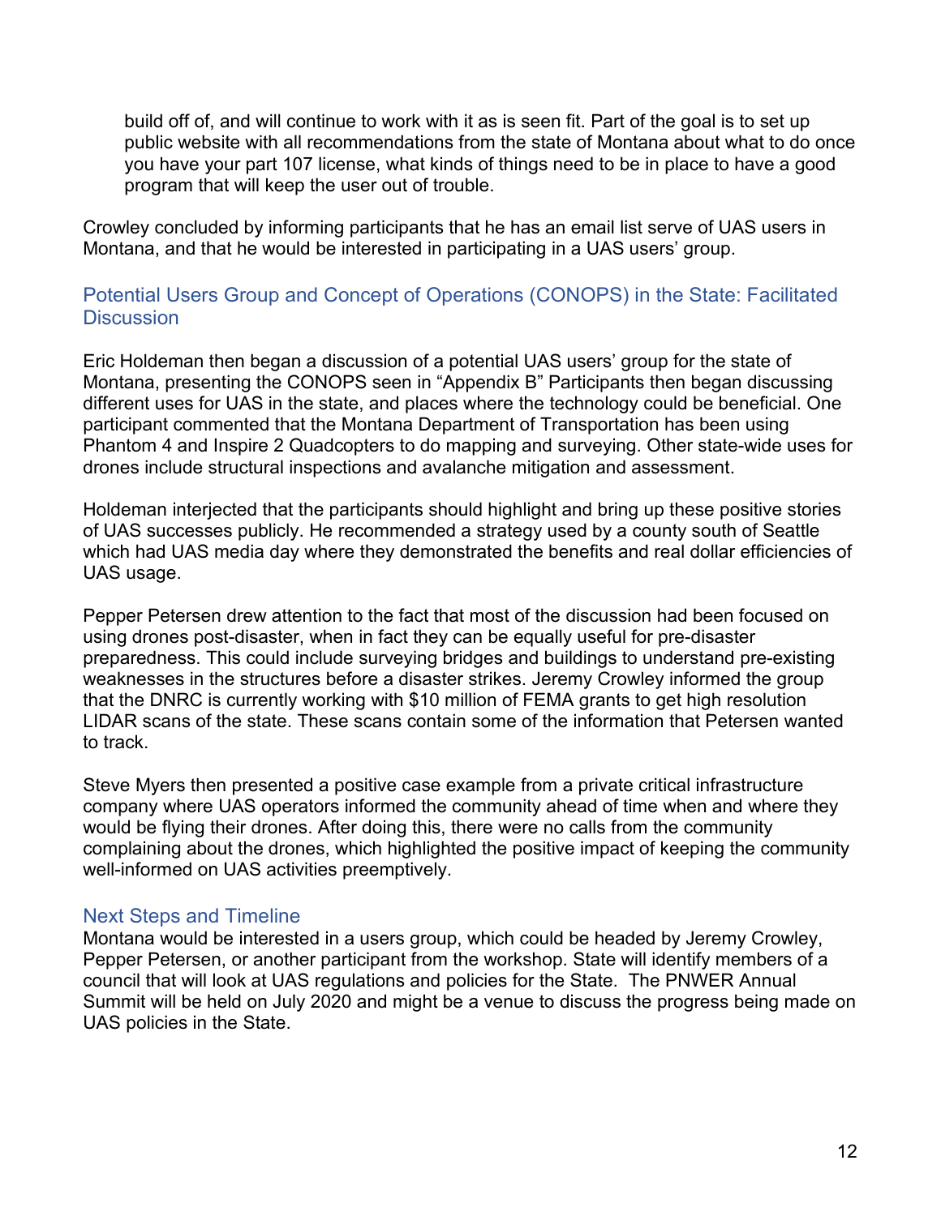build off of, and will continue to work with it as is seen fit. Part of the goal is to set up public website with all recommendations from the state of Montana about what to do once you have your part 107 license, what kinds of things need to be in place to have a good program that will keep the user out of trouble.

Crowley concluded by informing participants that he has an email list serve of UAS users in Montana, and that he would be interested in participating in a UAS users' group.

## Potential Users Group and Concept of Operations (CONOPS) in the State: Facilitated Discussion

Eric Holdeman then began a discussion of a potential UAS users' group for the state of Montana, presenting the CONOPS seen in "Appendix B" Participants then began discussing different uses for UAS in the state, and places where the technology could be beneficial. One participant commented that the Montana Department of Transportation has been using Phantom 4 and Inspire 2 Quadcopters to do mapping and surveying. Other state-wide uses for drones include structural inspections and avalanche mitigation and assessment.

Holdeman interjected that the participants should highlight and bring up these positive stories of UAS successes publicly. He recommended a strategy used by a county south of Seattle which had UAS media day where they demonstrated the benefits and real dollar efficiencies of UAS usage.

Pepper Petersen drew attention to the fact that most of the discussion had been focused on using drones post-disaster, when in fact they can be equally useful for pre-disaster preparedness. This could include surveying bridges and buildings to understand pre-existing weaknesses in the structures before a disaster strikes. Jeremy Crowley informed the group that the DNRC is currently working with $10 million of FEMA grants to get high resolution LIDAR scans of the state. These scans contain some of the information that Petersen wanted to track.

Steve Myers then presented a positive case example from a private critical infrastructure company where UAS operators informed the community ahead of time when and where they would be flying their drones. After doing this, there were no calls from the community complaining about the drones, which highlighted the positive impact of keeping the community well-informed on UAS activities preemptively.

## Next Steps and Timeline

Montana would be interested in a users group, which could be headed by Jeremy Crowley, Pepper Petersen, or another participant from the workshop. State will identify members of a council that will look at UAS regulations and policies for the State. The PNWER Annual Summit will be held on July 2020 and might be a venue to discuss the progress being made on UAS policies in the State.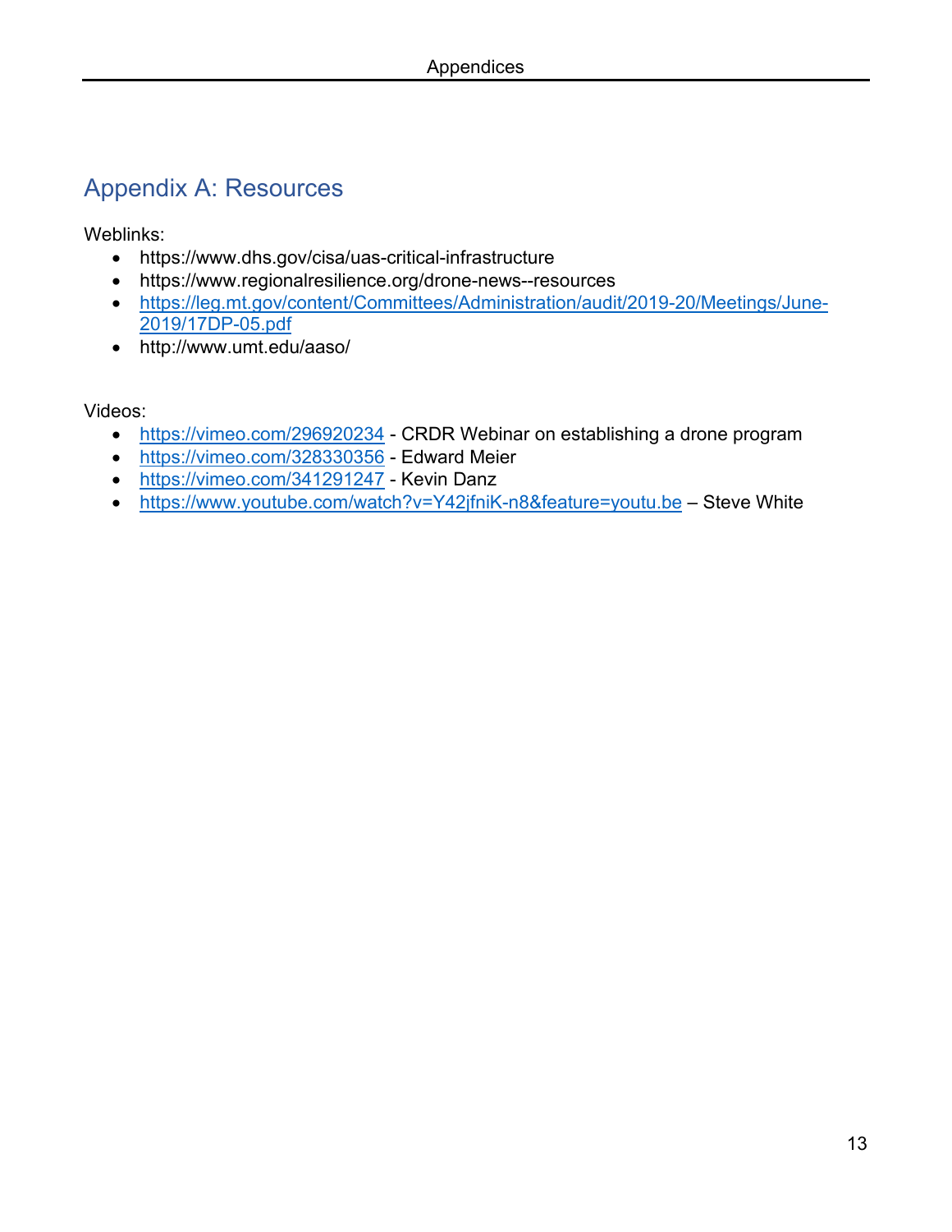## Appendix A: Resources

Weblinks:

- https://www.dhs.gov/cisa/uas-critical-infrastructure
- https://www.regionalresilience.org/drone-news--resources
- https://leg.mt.gov/content/Committees/Administration/audit/2019-20/Meetings/June-2019/17DP-05.pdf
- http://www.umt.edu/aaso/

Videos:

- https://vimeo.com/296920234 - CRDR Webinar on establishing a drone program
- https://vimeo.com/328330356 - Edward Meier
- https://vimeo.com/341291247 - Kevin Danz
- https://www.youtube.com/watch?v=Y42jfniK-n8&feature=youtu.be – Steve White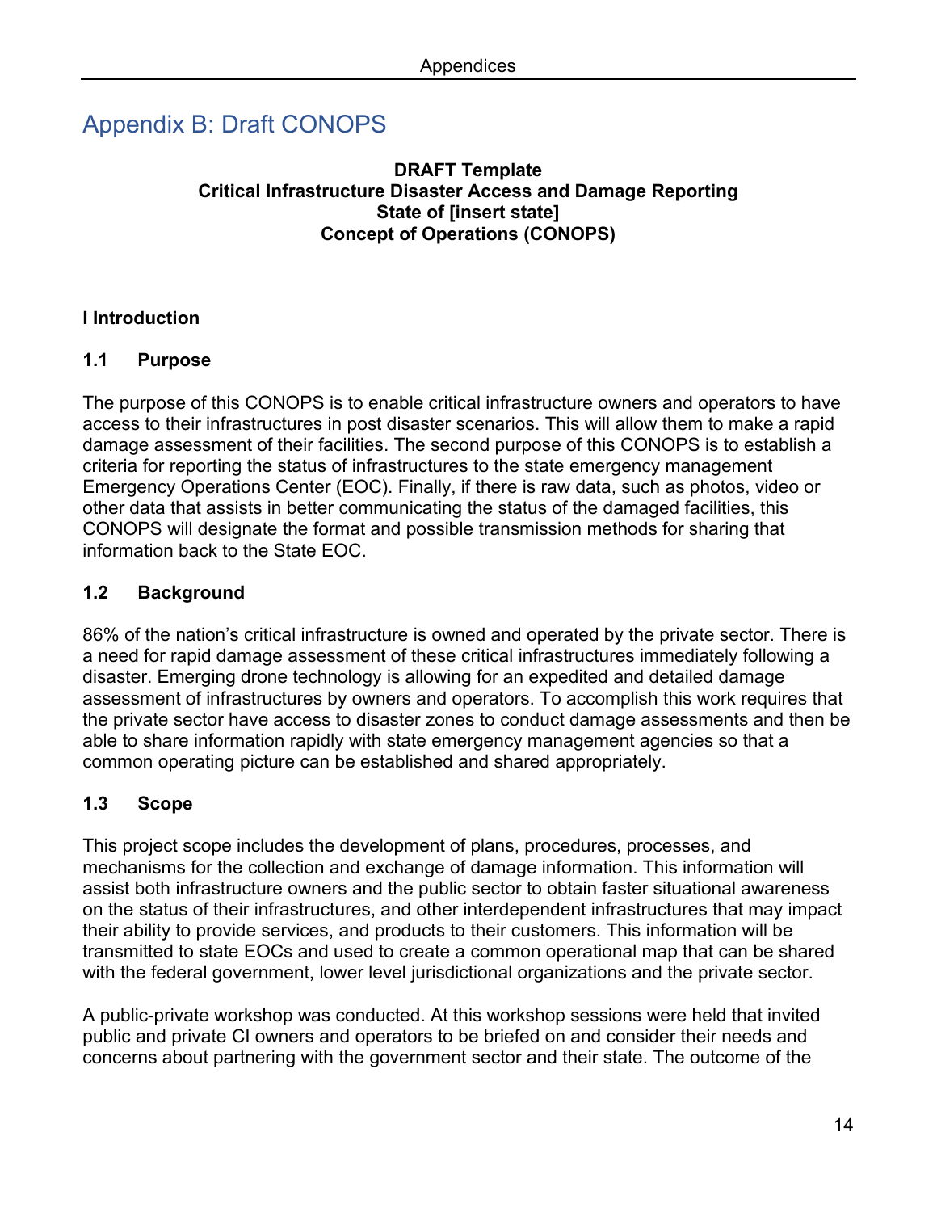# Appendix B: Draft CONOPS

**DRAFT Template**
**Critical Infrastructure Disaster Access and Damage Reporting**
**State of [insert state]**
**Concept of Operations (CONOPS)**

## I Introduction

### 1.1 Purpose

The purpose of this CONOPS is to enable critical infrastructure owners and operators to have access to their infrastructures in post disaster scenarios. This will allow them to make a rapid damage assessment of their facilities. The second purpose of this CONOPS is to establish a criteria for reporting the status of infrastructures to the state emergency management Emergency Operations Center (EOC). Finally, if there is raw data, such as photos, video or other data that assists in better communicating the status of the damaged facilities, this CONOPS will designate the format and possible transmission methods for sharing that information back to the State EOC.

### 1.2 Background

86% of the nation's critical infrastructure is owned and operated by the private sector. There is a need for rapid damage assessment of these critical infrastructures immediately following a disaster. Emerging drone technology is allowing for an expedited and detailed damage assessment of infrastructures by owners and operators. To accomplish this work requires that the private sector have access to disaster zones to conduct damage assessments and then be able to share information rapidly with state emergency management agencies so that a common operating picture can be established and shared appropriately.

### 1.3 Scope

This project scope includes the development of plans, procedures, processes, and mechanisms for the collection and exchange of damage information. This information will assist both infrastructure owners and the public sector to obtain faster situational awareness on the status of their infrastructures, and other interdependent infrastructures that may impact their ability to provide services, and products to their customers. This information will be transmitted to state EOCs and used to create a common operational map that can be shared with the federal government, lower level jurisdictional organizations and the private sector.

A public-private workshop was conducted. At this workshop sessions were held that invited public and private CI owners and operators to be briefed on and consider their needs and concerns about partnering with the government sector and their state. The outcome of the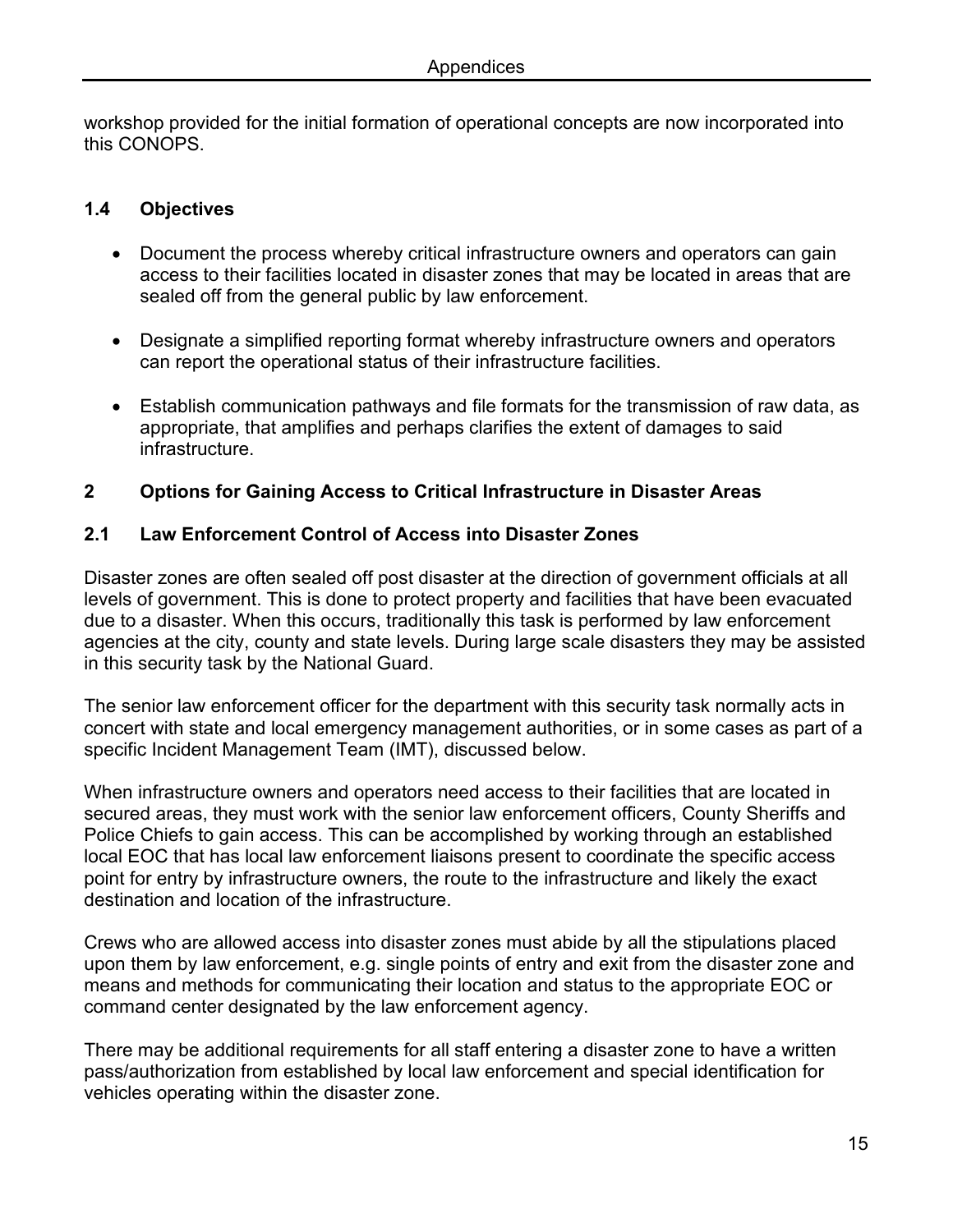workshop provided for the initial formation of operational concepts are now incorporated into this CONOPS.

### 1.4 Objectives

- Document the process whereby critical infrastructure owners and operators can gain access to their facilities located in disaster zones that may be located in areas that are sealed off from the general public by law enforcement.
- Designate a simplified reporting format whereby infrastructure owners and operators can report the operational status of their infrastructure facilities.
- Establish communication pathways and file formats for the transmission of raw data, as appropriate, that amplifies and perhaps clarifies the extent of damages to said infrastructure.

## 2 Options for Gaining Access to Critical Infrastructure in Disaster Areas

### 2.1 Law Enforcement Control of Access into Disaster Zones

Disaster zones are often sealed off post disaster at the direction of government officials at all levels of government. This is done to protect property and facilities that have been evacuated due to a disaster. When this occurs, traditionally this task is performed by law enforcement agencies at the city, county and state levels. During large scale disasters they may be assisted in this security task by the National Guard.

The senior law enforcement officer for the department with this security task normally acts in concert with state and local emergency management authorities, or in some cases as part of a specific Incident Management Team (IMT), discussed below.

When infrastructure owners and operators need access to their facilities that are located in secured areas, they must work with the senior law enforcement officers, County Sheriffs and Police Chiefs to gain access. This can be accomplished by working through an established local EOC that has local law enforcement liaisons present to coordinate the specific access point for entry by infrastructure owners, the route to the infrastructure and likely the exact destination and location of the infrastructure.

Crews who are allowed access into disaster zones must abide by all the stipulations placed upon them by law enforcement, e.g. single points of entry and exit from the disaster zone and means and methods for communicating their location and status to the appropriate EOC or command center designated by the law enforcement agency.

There may be additional requirements for all staff entering a disaster zone to have a written pass/authorization from established by local law enforcement and special identification for vehicles operating within the disaster zone.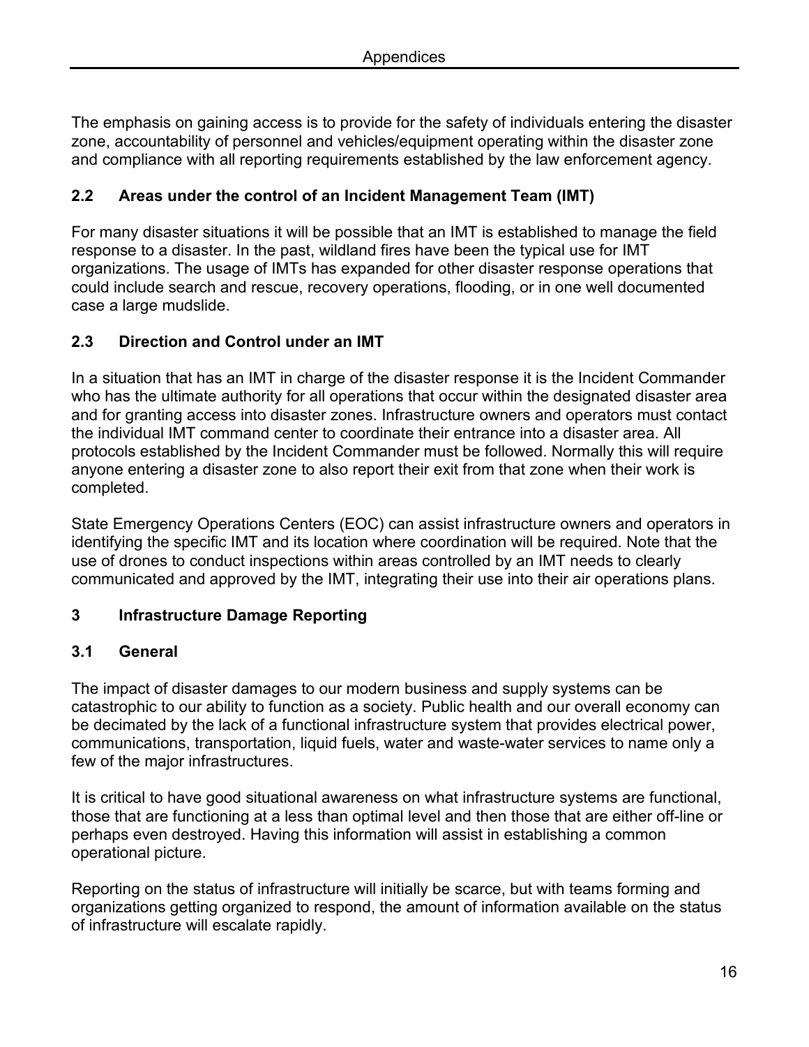The emphasis on gaining access is to provide for the safety of individuals entering the disaster zone, accountability of personnel and vehicles/equipment operating within the disaster zone and compliance with all reporting requirements established by the law enforcement agency.

### 2.2 Areas under the control of an Incident Management Team (IMT)

For many disaster situations it will be possible that an IMT is established to manage the field response to a disaster. In the past, wildland fires have been the typical use for IMT organizations. The usage of IMTs has expanded for other disaster response operations that could include search and rescue, recovery operations, flooding, or in one well documented case a large mudslide.

### 2.3 Direction and Control under an IMT

In a situation that has an IMT in charge of the disaster response it is the Incident Commander who has the ultimate authority for all operations that occur within the designated disaster area and for granting access into disaster zones. Infrastructure owners and operators must contact the individual IMT command center to coordinate their entrance into a disaster area. All protocols established by the Incident Commander must be followed. Normally this will require anyone entering a disaster zone to also report their exit from that zone when their work is completed.

State Emergency Operations Centers (EOC) can assist infrastructure owners and operators in identifying the specific IMT and its location where coordination will be required. Note that the use of drones to conduct inspections within areas controlled by an IMT needs to clearly communicated and approved by the IMT, integrating their use into their air operations plans.

## 3 Infrastructure Damage Reporting

### 3.1 General

The impact of disaster damages to our modern business and supply systems can be catastrophic to our ability to function as a society. Public health and our overall economy can be decimated by the lack of a functional infrastructure system that provides electrical power, communications, transportation, liquid fuels, water and waste-water services to name only a few of the major infrastructures.

It is critical to have good situational awareness on what infrastructure systems are functional, those that are functioning at a less than optimal level and then those that are either off-line or perhaps even destroyed. Having this information will assist in establishing a common operational picture.

Reporting on the status of infrastructure will initially be scarce, but with teams forming and organizations getting organized to respond, the amount of information available on the status of infrastructure will escalate rapidly.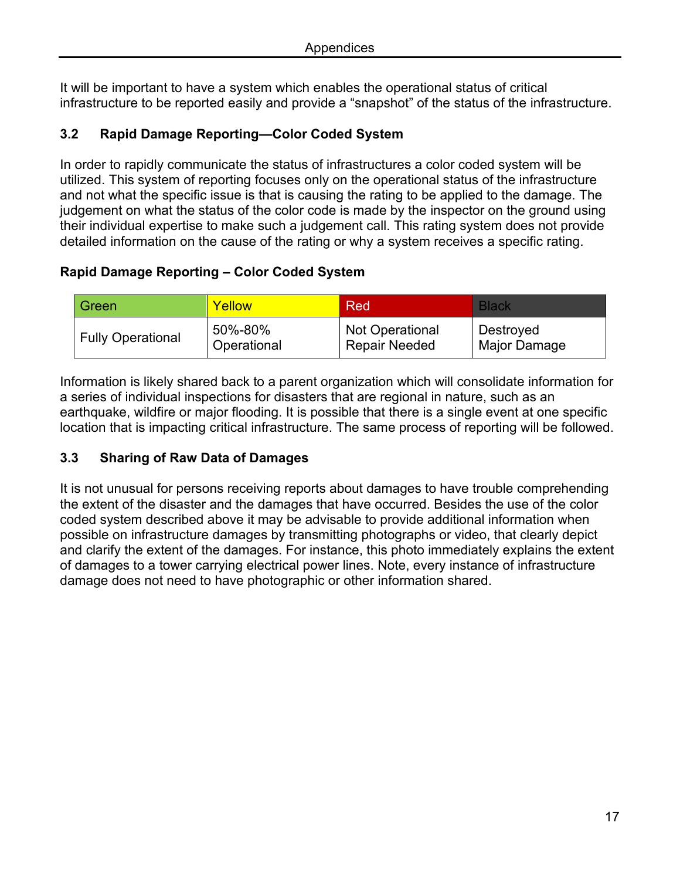It will be important to have a system which enables the operational status of critical infrastructure to be reported easily and provide a “snapshot” of the status of the infrastructure.

### 3.2 Rapid Damage Reporting—Color Coded System

In order to rapidly communicate the status of infrastructures a color coded system will be utilized. This system of reporting focuses only on the operational status of the infrastructure and not what the specific issue is that is causing the rating to be applied to the damage. The judgement on what the status of the color code is made by the inspector on the ground using their individual expertise to make such a judgement call. This rating system does not provide detailed information on the cause of the rating or why a system receives a specific rating.

**Rapid Damage Reporting – Color Coded System**

| Green | Yellow | Red | Black |
|---|---|---|---|
| Fully Operational | 50%-80% Operational | Not Operational Repair Needed | Destroyed Major Damage |

Information is likely shared back to a parent organization which will consolidate information for a series of individual inspections for disasters that are regional in nature, such as an earthquake, wildfire or major flooding. It is possible that there is a single event at one specific location that is impacting critical infrastructure. The same process of reporting will be followed.

### 3.3 Sharing of Raw Data of Damages

It is not unusual for persons receiving reports about damages to have trouble comprehending the extent of the disaster and the damages that have occurred. Besides the use of the color coded system described above it may be advisable to provide additional information when possible on infrastructure damages by transmitting photographs or video, that clearly depict and clarify the extent of the damages. For instance, this photo immediately explains the extent of damages to a tower carrying electrical power lines. Note, every instance of infrastructure damage does not need to have photographic or other information shared.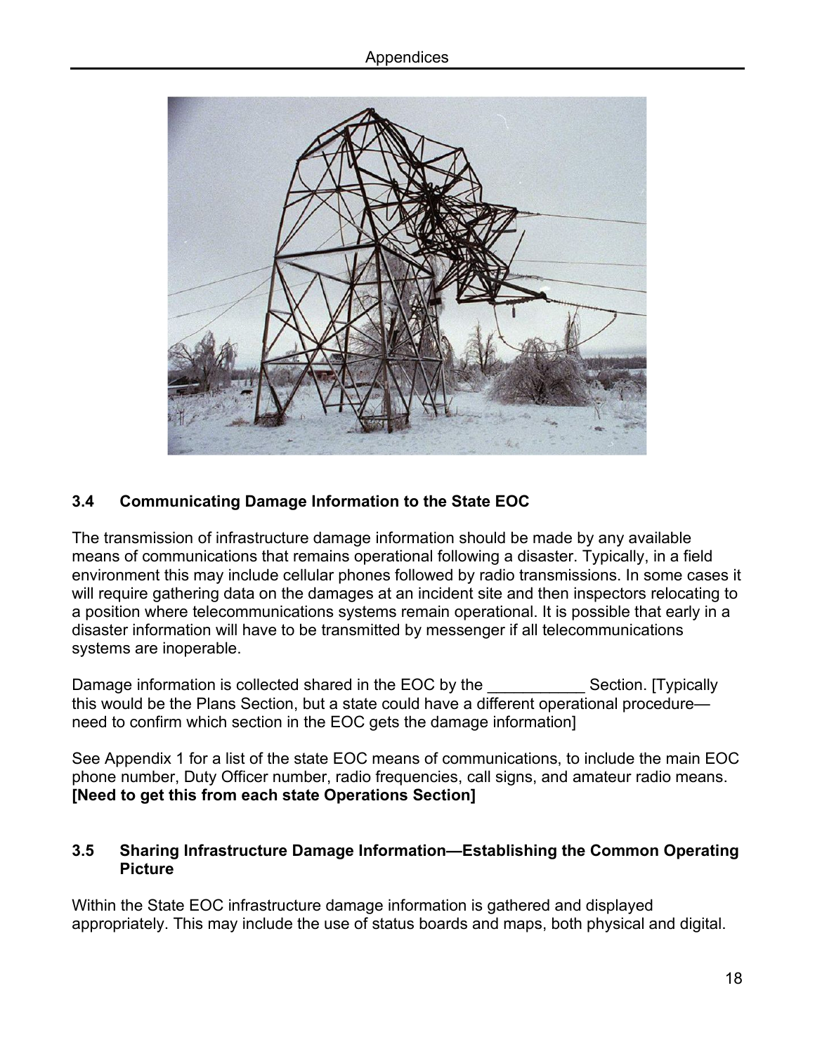### 3.4 Communicating Damage Information to the State EOC

The transmission of infrastructure damage information should be made by any available means of communications that remains operational following a disaster. Typically, in a field environment this may include cellular phones followed by radio transmissions. In some cases it will require gathering data on the damages at an incident site and then inspectors relocating to a position where telecommunications systems remain operational. It is possible that early in a disaster information will have to be transmitted by messenger if all telecommunications systems are inoperable.

Damage information is collected shared in the EOC by the ___________ Section. [Typically this would be the Plans Section, but a state could have a different operational procedure—need to confirm which section in the EOC gets the damage information]

See Appendix 1 for a list of the state EOC means of communications, to include the main EOC phone number, Duty Officer number, radio frequencies, call signs, and amateur radio means. **[Need to get this from each state Operations Section]**

### 3.5 Sharing Infrastructure Damage Information—Establishing the Common Operating Picture

Within the State EOC infrastructure damage information is gathered and displayed appropriately. This may include the use of status boards and maps, both physical and digital.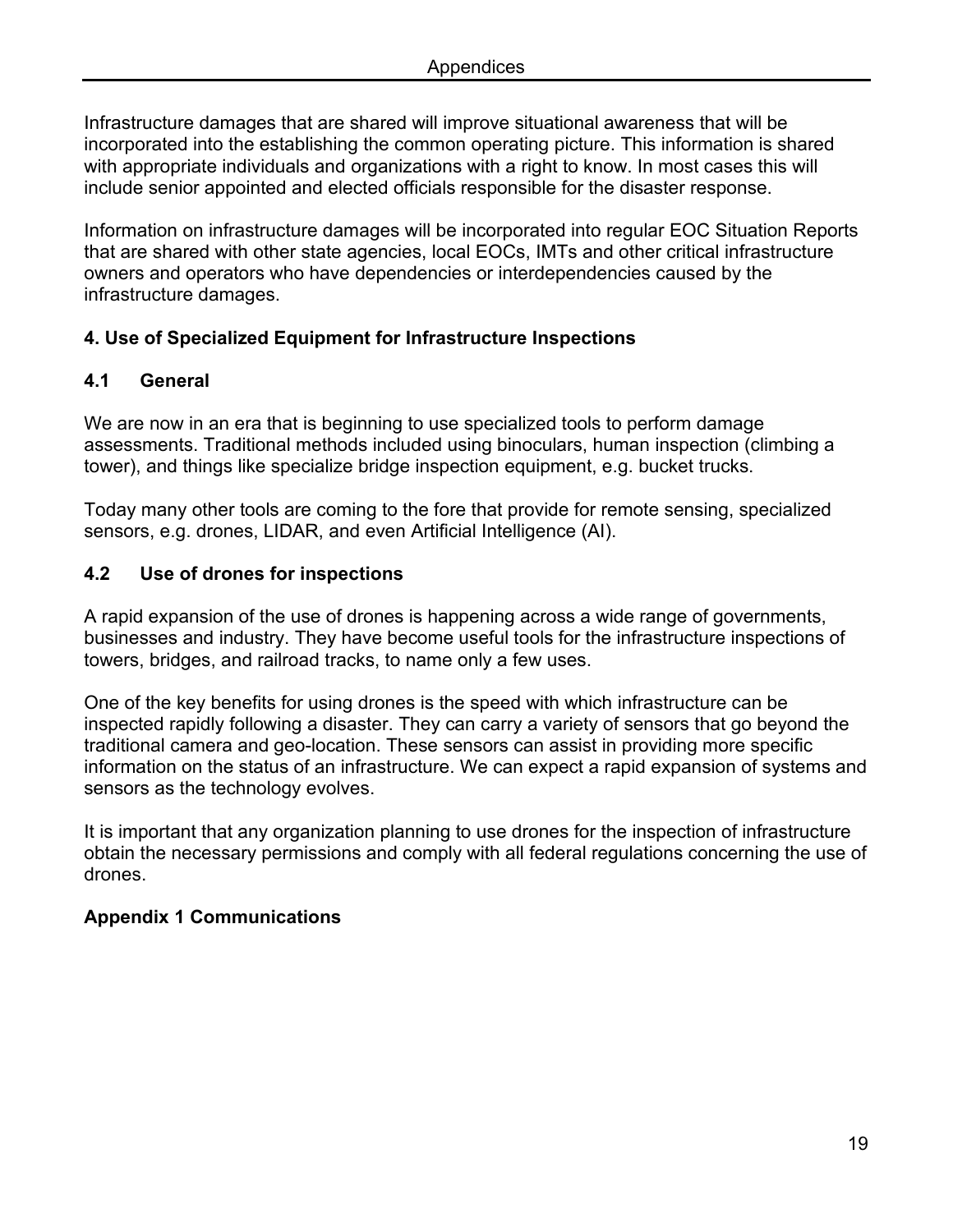Infrastructure damages that are shared will improve situational awareness that will be incorporated into the establishing the common operating picture. This information is shared with appropriate individuals and organizations with a right to know. In most cases this will include senior appointed and elected officials responsible for the disaster response.

Information on infrastructure damages will be incorporated into regular EOC Situation Reports that are shared with other state agencies, local EOCs, IMTs and other critical infrastructure owners and operators who have dependencies or interdependencies caused by the infrastructure damages.

## 4. Use of Specialized Equipment for Infrastructure Inspections

### 4.1 General

We are now in an era that is beginning to use specialized tools to perform damage assessments. Traditional methods included using binoculars, human inspection (climbing a tower), and things like specialize bridge inspection equipment, e.g. bucket trucks.

Today many other tools are coming to the fore that provide for remote sensing, specialized sensors, e.g. drones, LIDAR, and even Artificial Intelligence (AI).

### 4.2 Use of drones for inspections

A rapid expansion of the use of drones is happening across a wide range of governments, businesses and industry. They have become useful tools for the infrastructure inspections of towers, bridges, and railroad tracks, to name only a few uses.

One of the key benefits for using drones is the speed with which infrastructure can be inspected rapidly following a disaster. They can carry a variety of sensors that go beyond the traditional camera and geo-location. These sensors can assist in providing more specific information on the status of an infrastructure. We can expect a rapid expansion of systems and sensors as the technology evolves.

It is important that any organization planning to use drones for the inspection of infrastructure obtain the necessary permissions and comply with all federal regulations concerning the use of drones.

## Appendix 1 Communications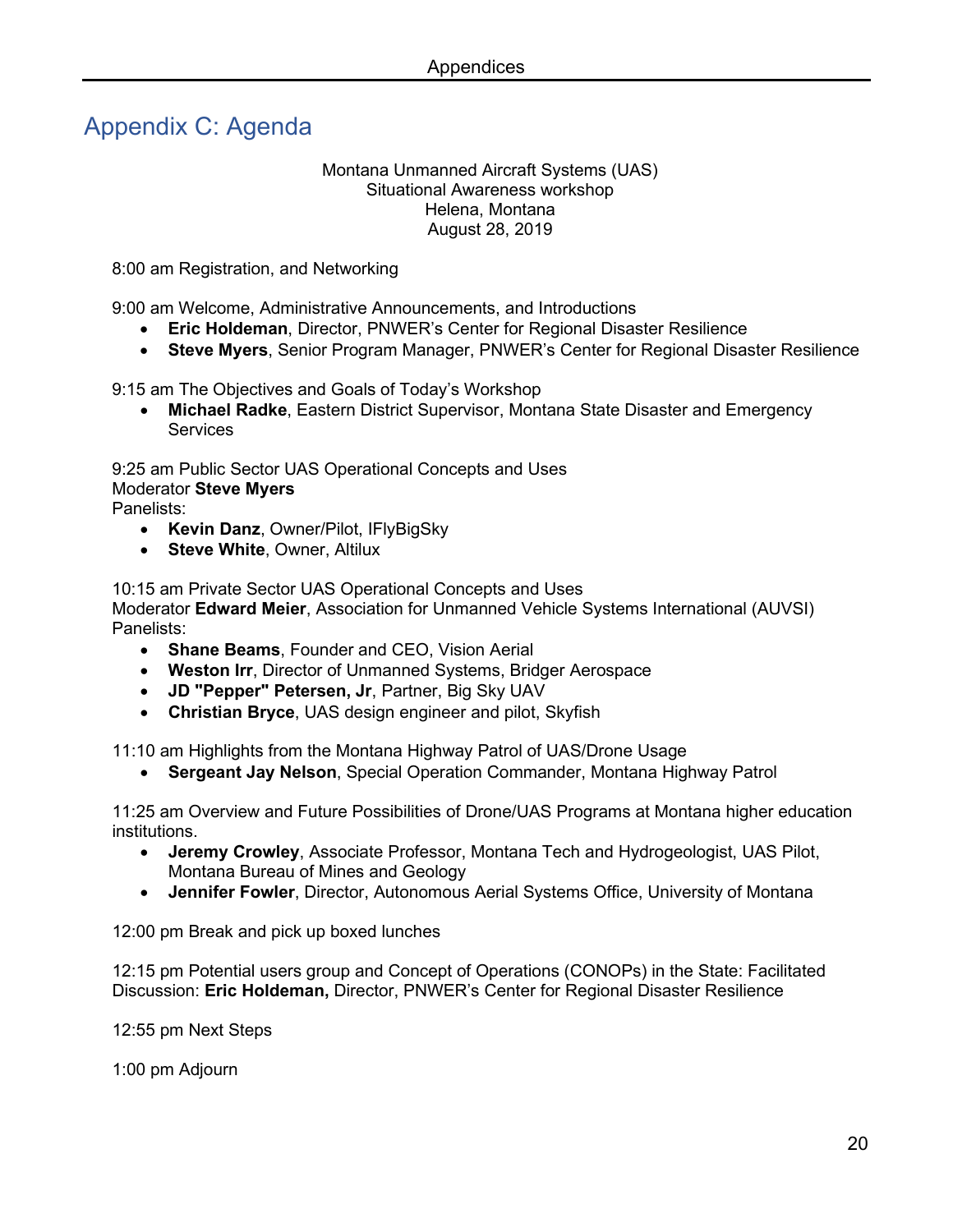# Appendix C: Agenda

Montana Unmanned Aircraft Systems (UAS)
Situational Awareness workshop
Helena, Montana
August 28, 2019

8:00 am Registration, and Networking

9:00 am Welcome, Administrative Announcements, and Introductions

- **Eric Holdeman**, Director, PNWER's Center for Regional Disaster Resilience
- **Steve Myers**, Senior Program Manager, PNWER's Center for Regional Disaster Resilience

9:15 am The Objectives and Goals of Today's Workshop

- **Michael Radke**, Eastern District Supervisor, Montana State Disaster and Emergency Services

9:25 am Public Sector UAS Operational Concepts and Uses
Moderator **Steve Myers**
Panelists:

- **Kevin Danz**, Owner/Pilot, IFlyBigSky
- **Steve White**, Owner, Altilux

10:15 am Private Sector UAS Operational Concepts and Uses
Moderator **Edward Meier**, Association for Unmanned Vehicle Systems International (AUVSI)
Panelists:

- **Shane Beams**, Founder and CEO, Vision Aerial
- **Weston Irr**, Director of Unmanned Systems, Bridger Aerospace
- **JD "Pepper" Petersen, Jr**, Partner, Big Sky UAV
- **Christian Bryce**, UAS design engineer and pilot, Skyfish

11:10 am Highlights from the Montana Highway Patrol of UAS/Drone Usage

- **Sergeant Jay Nelson**, Special Operation Commander, Montana Highway Patrol

11:25 am Overview and Future Possibilities of Drone/UAS Programs at Montana higher education institutions.

- **Jeremy Crowley**, Associate Professor, Montana Tech and Hydrogeologist, UAS Pilot, Montana Bureau of Mines and Geology
- **Jennifer Fowler**, Director, Autonomous Aerial Systems Office, University of Montana

12:00 pm Break and pick up boxed lunches

12:15 pm Potential users group and Concept of Operations (CONOPs) in the State: Facilitated Discussion: **Eric Holdeman,** Director, PNWER's Center for Regional Disaster Resilience

12:55 pm Next Steps

1:00 pm Adjourn